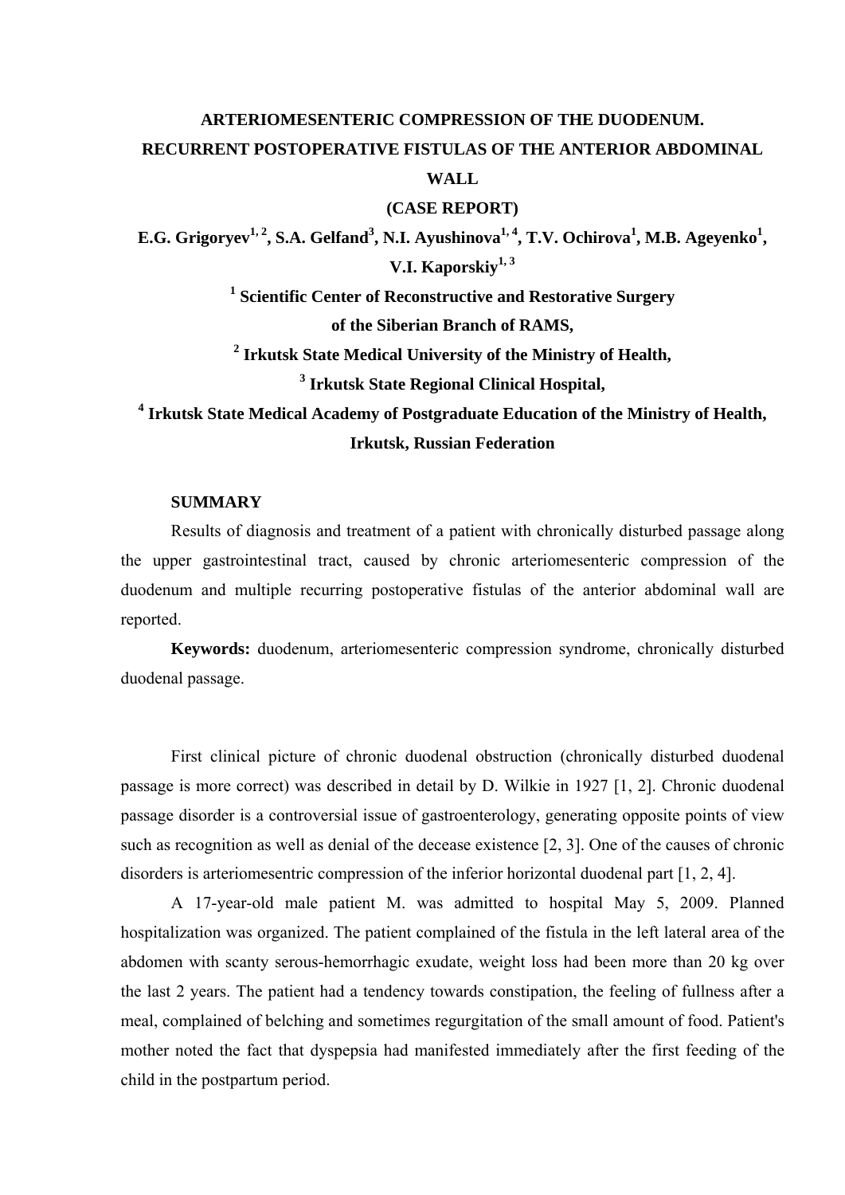# ARTERIOMESENTERIC COMPRESSION OF THE DUODENUM. RECURRENT POSTOPERATIVE FISTULAS OF THE ANTERIOR ABDOMINAL WALL (CASE REPORT)

**E.G. Grigoryev[1, 2], S.A. Gelfand[3], N.I. Ayushinova[1, 4], T.V. Ochirova[1], M.B. Ageyenko[1], V.I. Kaporskiy[1, 3]**

**[1] Scientific Center of Reconstructive and Restorative Surgery of the Siberian Branch of RAMS,**

**[2] Irkutsk State Medical University of the Ministry of Health,**

**[3] Irkutsk State Regional Clinical Hospital,**

**[4] Irkutsk State Medical Academy of Postgraduate Education of the Ministry of Health, Irkutsk, Russian Federation**

## SUMMARY

Results of diagnosis and treatment of a patient with chronically disturbed passage along the upper gastrointestinal tract, caused by chronic arteriomesenteric compression of the duodenum and multiple recurring postoperative fistulas of the anterior abdominal wall are reported.

**Keywords:** duodenum, arteriomesenteric compression syndrome, chronically disturbed duodenal passage.

First clinical picture of chronic duodenal obstruction (chronically disturbed duodenal passage is more correct) was described in detail by D. Wilkie in 1927 [1, 2]. Chronic duodenal passage disorder is a controversial issue of gastroenterology, generating opposite points of view such as recognition as well as denial of the decease existence [2, 3]. One of the causes of chronic disorders is arteriomesentric compression of the inferior horizontal duodenal part [1, 2, 4].

A 17-year-old male patient M. was admitted to hospital May 5, 2009. Planned hospitalization was organized. The patient complained of the fistula in the left lateral area of the abdomen with scanty serous-hemorrhagic exudate, weight loss had been more than 20 kg over the last 2 years. The patient had a tendency towards constipation, the feeling of fullness after a meal, complained of belching and sometimes regurgitation of the small amount of food. Patient's mother noted the fact that dyspepsia had manifested immediately after the first feeding of the child in the postpartum period.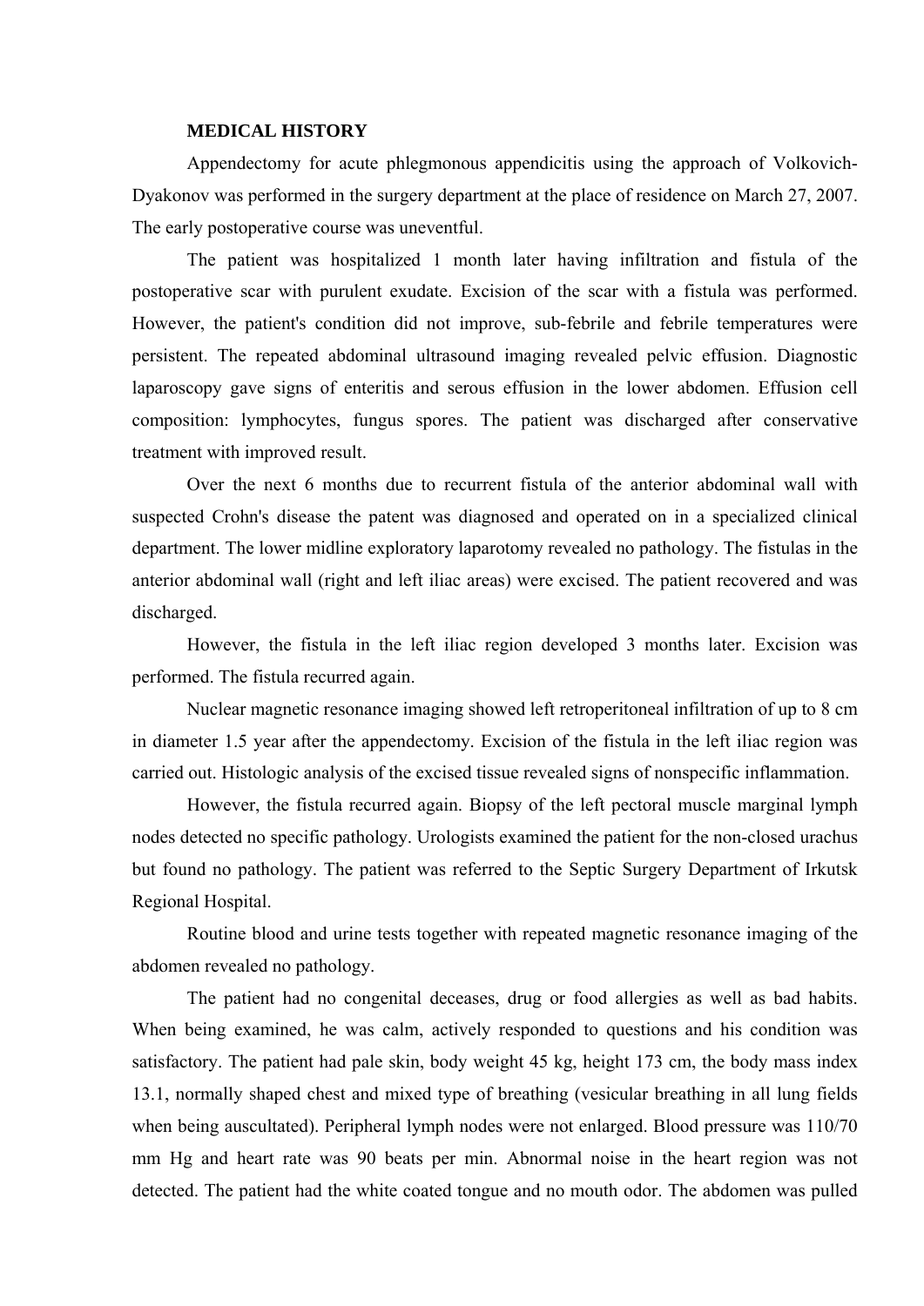**MEDICAL HISTORY**

Appendectomy for acute phlegmonous appendicitis using the approach of Volkovich-Dyakonov was performed in the surgery department at the place of residence on March 27, 2007. The early postoperative course was uneventful.

The patient was hospitalized 1 month later having infiltration and fistula of the postoperative scar with purulent exudate. Excision of the scar with a fistula was performed. However, the patient's condition did not improve, sub-febrile and febrile temperatures were persistent. The repeated abdominal ultrasound imaging revealed pelvic effusion. Diagnostic laparoscopy gave signs of enteritis and serous effusion in the lower abdomen. Effusion cell composition: lymphocytes, fungus spores. The patient was discharged after conservative treatment with improved result.

Over the next 6 months due to recurrent fistula of the anterior abdominal wall with suspected Crohn's disease the patent was diagnosed and operated on in a specialized clinical department. The lower midline exploratory laparotomy revealed no pathology. The fistulas in the anterior abdominal wall (right and left iliac areas) were excised. The patient recovered and was discharged.

However, the fistula in the left iliac region developed 3 months later. Excision was performed. The fistula recurred again.

Nuclear magnetic resonance imaging showed left retroperitoneal infiltration of up to 8 cm in diameter 1.5 year after the appendectomy. Excision of the fistula in the left iliac region was carried out. Histologic analysis of the excised tissue revealed signs of nonspecific inflammation.

However, the fistula recurred again. Biopsy of the left pectoral muscle marginal lymph nodes detected no specific pathology. Urologists examined the patient for the non-closed urachus but found no pathology. The patient was referred to the Septic Surgery Department of Irkutsk Regional Hospital.

Routine blood and urine tests together with repeated magnetic resonance imaging of the abdomen revealed no pathology.

The patient had no congenital deceases, drug or food allergies as well as bad habits. When being examined, he was calm, actively responded to questions and his condition was satisfactory. The patient had pale skin, body weight 45 kg, height 173 cm, the body mass index 13.1, normally shaped chest and mixed type of breathing (vesicular breathing in all lung fields when being auscultated). Peripheral lymph nodes were not enlarged. Blood pressure was 110/70 mm Hg and heart rate was 90 beats per min. Abnormal noise in the heart region was not detected. The patient had the white coated tongue and no mouth odor. The abdomen was pulled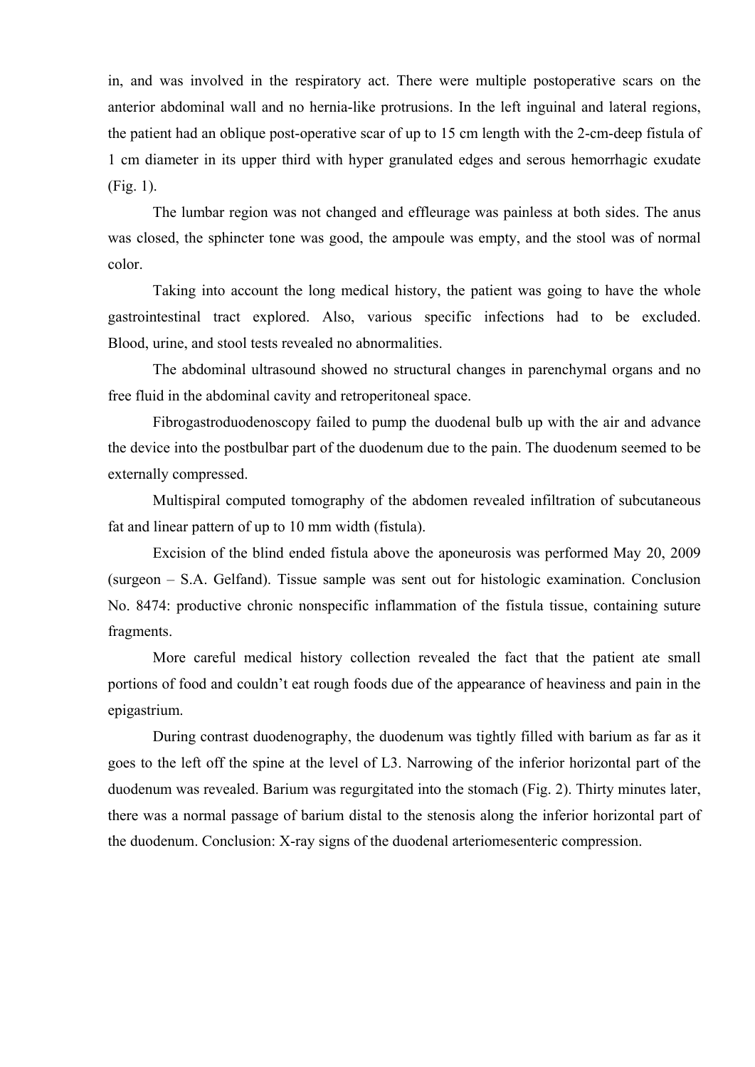in, and was involved in the respiratory act. There were multiple postoperative scars on the anterior abdominal wall and no hernia-like protrusions. In the left inguinal and lateral regions, the patient had an oblique post-operative scar of up to 15 cm length with the 2-cm-deep fistula of 1 cm diameter in its upper third with hyper granulated edges and serous hemorrhagic exudate (Fig. 1).

The lumbar region was not changed and effleurage was painless at both sides. The anus was closed, the sphincter tone was good, the ampoule was empty, and the stool was of normal color.

Taking into account the long medical history, the patient was going to have the whole gastrointestinal tract explored. Also, various specific infections had to be excluded. Blood, urine, and stool tests revealed no abnormalities.

The abdominal ultrasound showed no structural changes in parenchymal organs and no free fluid in the abdominal cavity and retroperitoneal space.

Fibrogastroduodenoscopy failed to pump the duodenal bulb up with the air and advance the device into the postbulbar part of the duodenum due to the pain. The duodenum seemed to be externally compressed.

Multispiral computed tomography of the abdomen revealed infiltration of subcutaneous fat and linear pattern of up to 10 mm width (fistula).

Excision of the blind ended fistula above the aponeurosis was performed May 20, 2009 (surgeon – S.A. Gelfand). Tissue sample was sent out for histologic examination. Conclusion No. 8474: productive chronic nonspecific inflammation of the fistula tissue, containing suture fragments.

More careful medical history collection revealed the fact that the patient ate small portions of food and couldn't eat rough foods due of the appearance of heaviness and pain in the epigastrium.

During contrast duodenography, the duodenum was tightly filled with barium as far as it goes to the left off the spine at the level of L3. Narrowing of the inferior horizontal part of the duodenum was revealed. Barium was regurgitated into the stomach (Fig. 2). Thirty minutes later, there was a normal passage of barium distal to the stenosis along the inferior horizontal part of the duodenum. Conclusion: X-ray signs of the duodenal arteriomesenteric compression.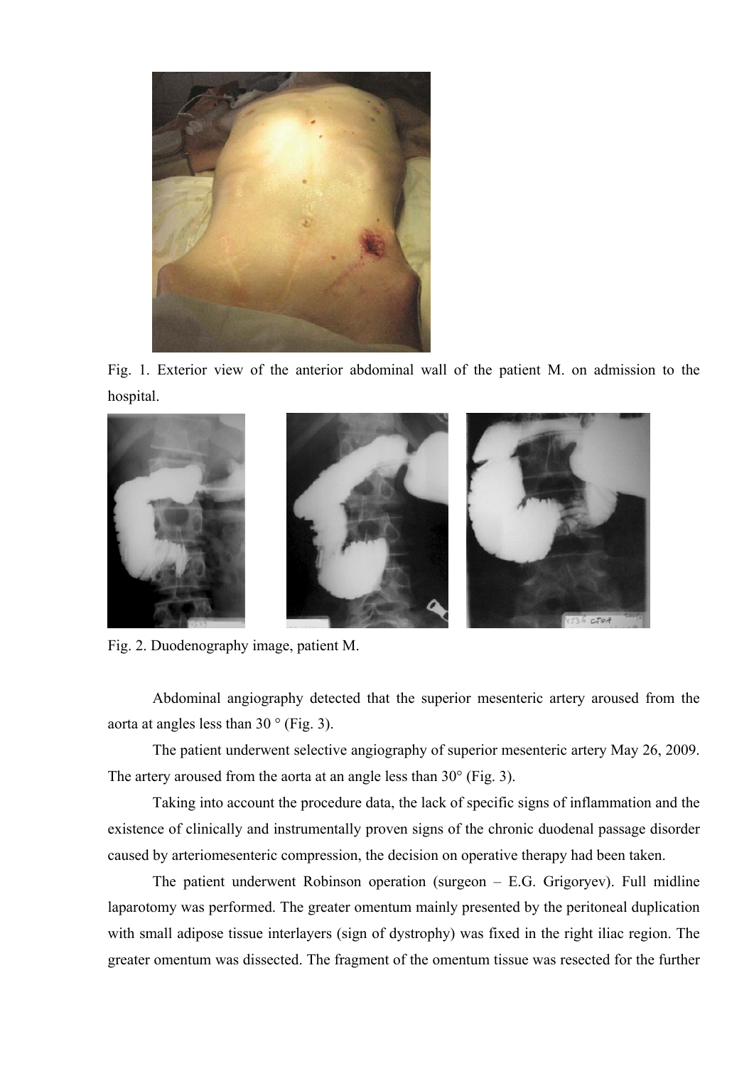Fig. 1. Exterior view of the anterior abdominal wall of the patient M. on admission to the hospital.

Fig. 2. Duodenography image, patient M.

Abdominal angiography detected that the superior mesenteric artery aroused from the aorta at angles less than 30 ° (Fig. 3).

The patient underwent selective angiography of superior mesenteric artery May 26, 2009. The artery aroused from the aorta at an angle less than 30° (Fig. 3).

Taking into account the procedure data, the lack of specific signs of inflammation and the existence of clinically and instrumentally proven signs of the chronic duodenal passage disorder caused by arteriomesenteric compression, the decision on operative therapy had been taken.

The patient underwent Robinson operation (surgeon – E.G. Grigoryev). Full midline laparotomy was performed. The greater omentum mainly presented by the peritoneal duplication with small adipose tissue interlayers (sign of dystrophy) was fixed in the right iliac region. The greater omentum was dissected. The fragment of the omentum tissue was resected for the further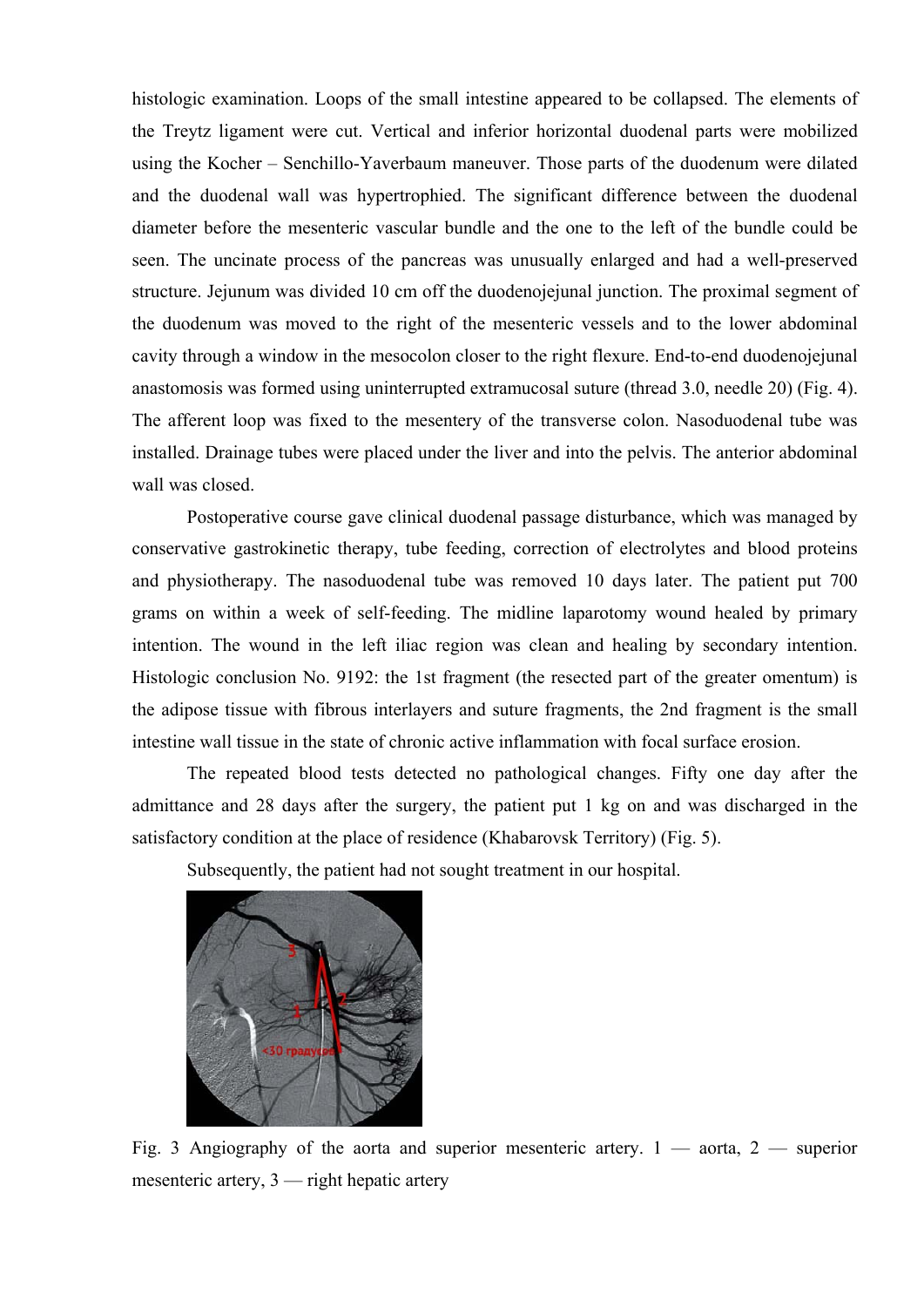histologic examination. Loops of the small intestine appeared to be collapsed. The elements of the Treytz ligament were cut. Vertical and inferior horizontal duodenal parts were mobilized using the Kocher – Senchillo-Yaverbaum maneuver. Those parts of the duodenum were dilated and the duodenal wall was hypertrophied. The significant difference between the duodenal diameter before the mesenteric vascular bundle and the one to the left of the bundle could be seen. The uncinate process of the pancreas was unusually enlarged and had a well-preserved structure. Jejunum was divided 10 cm off the duodenojejunal junction. The proximal segment of the duodenum was moved to the right of the mesenteric vessels and to the lower abdominal cavity through a window in the mesocolon closer to the right flexure. End-to-end duodenojejunal anastomosis was formed using uninterrupted extramucosal suture (thread 3.0, needle 20) (Fig. 4). The afferent loop was fixed to the mesentery of the transverse colon. Nasoduodenal tube was installed. Drainage tubes were placed under the liver and into the pelvis. The anterior abdominal wall was closed.

Postoperative course gave clinical duodenal passage disturbance, which was managed by conservative gastrokinetic therapy, tube feeding, correction of electrolytes and blood proteins and physiotherapy. The nasoduodenal tube was removed 10 days later. The patient put 700 grams on within a week of self-feeding. The midline laparotomy wound healed by primary intention. The wound in the left iliac region was clean and healing by secondary intention. Histologic conclusion No. 9192: the 1st fragment (the resected part of the greater omentum) is the adipose tissue with fibrous interlayers and suture fragments, the 2nd fragment is the small intestine wall tissue in the state of chronic active inflammation with focal surface erosion.

The repeated blood tests detected no pathological changes. Fifty one day after the admittance and 28 days after the surgery, the patient put 1 kg on and was discharged in the satisfactory condition at the place of residence (Khabarovsk Territory) (Fig. 5).

Subsequently, the patient had not sought treatment in our hospital.

Fig. 3 Angiography of the aorta and superior mesenteric artery. 1 — aorta, 2 — superior mesenteric artery, 3 — right hepatic artery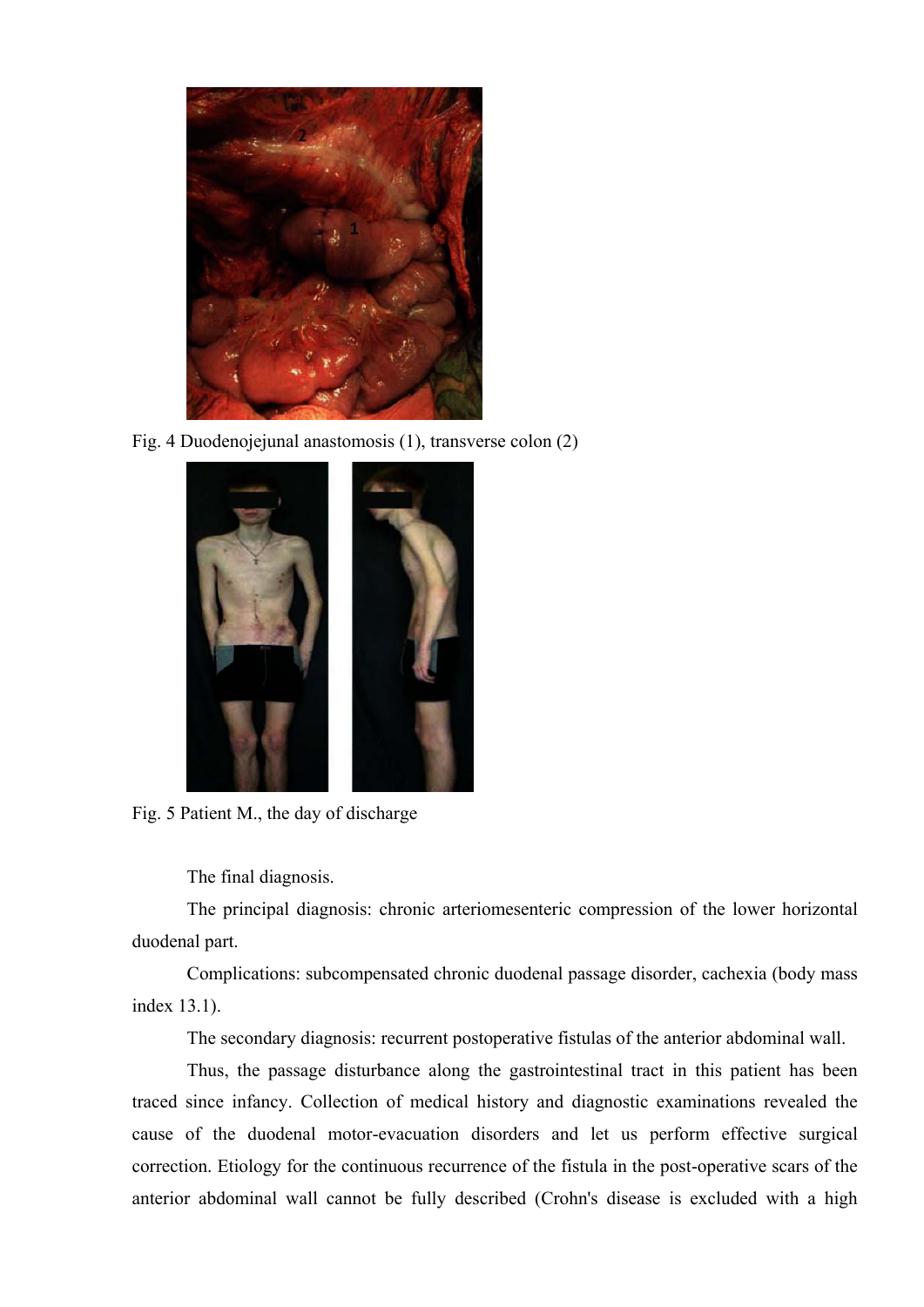Fig. 4 Duodenojejunal anastomosis (1), transverse colon (2)

Fig. 5 Patient M., the day of discharge

The final diagnosis.

The principal diagnosis: chronic arteriomesenteric compression of the lower horizontal duodenal part.

Complications: subcompensated chronic duodenal passage disorder, cachexia (body mass index 13.1).

The secondary diagnosis: recurrent postoperative fistulas of the anterior abdominal wall.

Thus, the passage disturbance along the gastrointestinal tract in this patient has been traced since infancy. Collection of medical history and diagnostic examinations revealed the cause of the duodenal motor-evacuation disorders and let us perform effective surgical correction. Etiology for the continuous recurrence of the fistula in the post-operative scars of the anterior abdominal wall cannot be fully described (Crohn's disease is excluded with a high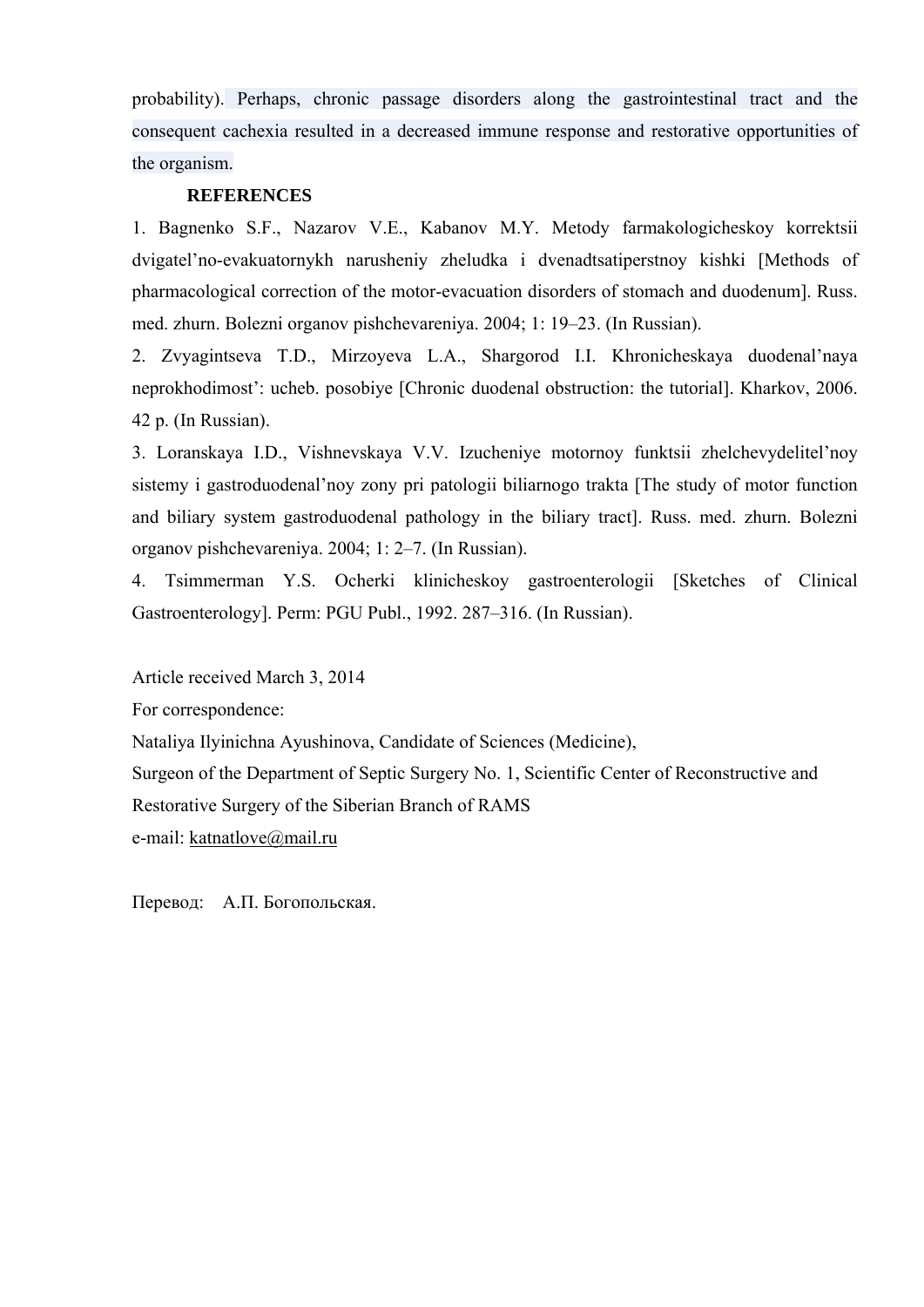probability). Perhaps, chronic passage disorders along the gastrointestinal tract and the consequent cachexia resulted in a decreased immune response and restorative opportunities of the organism.

## REFERENCES

1. Bagnenko S.F., Nazarov V.E., Kabanov M.Y. Metody farmakologicheskoy korrektsii dvigatel'no-evakuatornykh narusheniy zheludka i dvenadtsatiperstnoy kishki [Methods of pharmacological correction of the motor-evacuation disorders of stomach and duodenum]. Russ. med. zhurn. Bolezni organov pishchevareniya. 2004; 1: 19–23. (In Russian).
2. Zvyagintseva T.D., Mirzoyeva L.A., Shargorod I.I. Khronicheskaya duodenal'naya neprokhodimost': ucheb. posobiye [Chronic duodenal obstruction: the tutorial]. Kharkov, 2006. 42 p. (In Russian).
3. Loranskaya I.D., Vishnevskaya V.V. Izucheniye motornoy funktsii zhelchevydelitel'noy sistemy i gastroduodenal'noy zony pri patologii biliarnogo trakta [The study of motor function and biliary system gastroduodenal pathology in the biliary tract]. Russ. med. zhurn. Bolezni organov pishchevareniya. 2004; 1: 2–7. (In Russian).
4. Tsimmerman Y.S. Ocherki klinicheskoy gastroenterologii [Sketches of Clinical Gastroenterology]. Perm: PGU Publ., 1992. 287–316. (In Russian).

Article received March 3, 2014

For correspondence:

Nataliya Ilyinichna Ayushinova, Candidate of Sciences (Medicine),

Surgeon of the Department of Septic Surgery No. 1, Scientific Center of Reconstructive and Restorative Surgery of the Siberian Branch of RAMS

e-mail: katnatlove@mail.ru

Перевод: А.П. Богопольская.